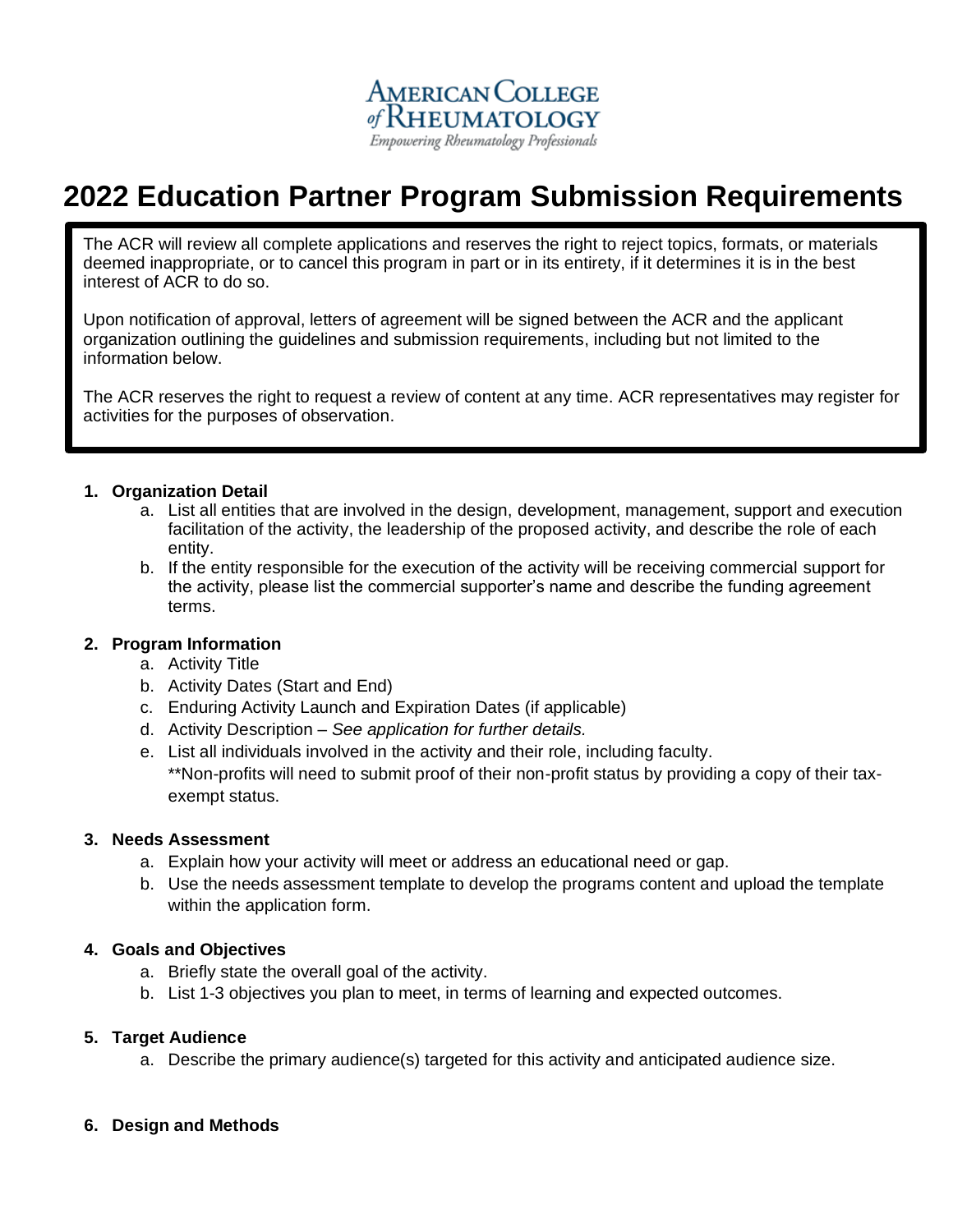AMERICAN COLLEGE of RHEUMATOLOGY
*Empowering Rheumatology Professionals*

# 2022 Education Partner Program Submission Requirements

The ACR will review all complete applications and reserves the right to reject topics, formats, or materials deemed inappropriate, or to cancel this program in part or in its entirety, if it determines it is in the best interest of ACR to do so.

Upon notification of approval, letters of agreement will be signed between the ACR and the applicant organization outlining the guidelines and submission requirements, including but not limited to the information below.

The ACR reserves the right to request a review of content at any time. ACR representatives may register for activities for the purposes of observation.

1. **Organization Detail**
   a. List all entities that are involved in the design, development, management, support and execution facilitation of the activity, the leadership of the proposed activity, and describe the role of each entity.
   b. If the entity responsible for the execution of the activity will be receiving commercial support for the activity, please list the commercial supporter's name and describe the funding agreement terms.

2. **Program Information**
   a. Activity Title
   b. Activity Dates (Start and End)
   c. Enduring Activity Launch and Expiration Dates (if applicable)
   d. Activity Description – *See application for further details.*
   e. List all individuals involved in the activity and their role, including faculty.
   **Non-profits will need to submit proof of their non-profit status by providing a copy of their tax-exempt status.

3. **Needs Assessment**
   a. Explain how your activity will meet or address an educational need or gap.
   b. Use the needs assessment template to develop the programs content and upload the template within the application form.

4. **Goals and Objectives**
   a. Briefly state the overall goal of the activity.
   b. List 1-3 objectives you plan to meet, in terms of learning and expected outcomes.

5. **Target Audience**
   a. Describe the primary audience(s) targeted for this activity and anticipated audience size.

6. **Design and Methods**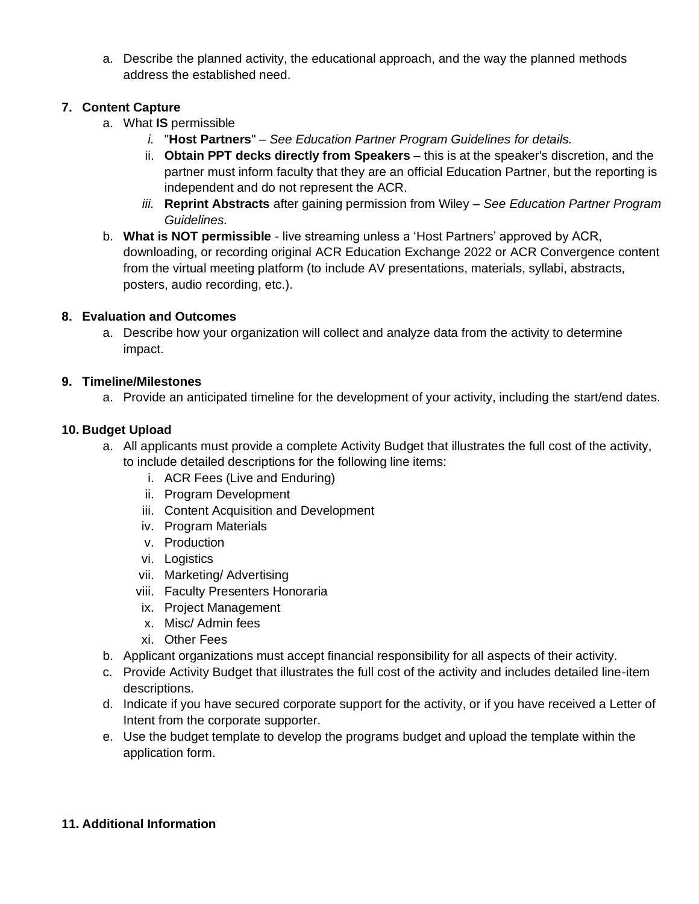a. Describe the planned activity, the educational approach, and the way the planned methods address the established need.

**7. Content Capture**

a. What **IS** permissible
   - *i.* "**Host Partners**" – *See Education Partner Program Guidelines for details.*
   - ii. **Obtain PPT decks directly from Speakers** – this is at the speaker's discretion, and the partner must inform faculty that they are an official Education Partner, but the reporting is independent and do not represent the ACR.
   - *iii.* **Reprint Abstracts** after gaining permission from Wiley – *See Education Partner Program Guidelines.*

b. **What is NOT permissible** - live streaming unless a 'Host Partners' approved by ACR, downloading, or recording original ACR Education Exchange 2022 or ACR Convergence content from the virtual meeting platform (to include AV presentations, materials, syllabi, abstracts, posters, audio recording, etc.).

**8. Evaluation and Outcomes**

a. Describe how your organization will collect and analyze data from the activity to determine impact.

**9. Timeline/Milestones**

a. Provide an anticipated timeline for the development of your activity, including the start/end dates.

**10. Budget Upload**

a. All applicants must provide a complete Activity Budget that illustrates the full cost of the activity, to include detailed descriptions for the following line items:
   - i. ACR Fees (Live and Enduring)
   - ii. Program Development
   - iii. Content Acquisition and Development
   - iv. Program Materials
   - v. Production
   - vi. Logistics
   - vii. Marketing/ Advertising
   - viii. Faculty Presenters Honoraria
   - ix. Project Management
   - x. Misc/ Admin fees
   - xi. Other Fees

b. Applicant organizations must accept financial responsibility for all aspects of their activity.

c. Provide Activity Budget that illustrates the full cost of the activity and includes detailed line-item descriptions.

d. Indicate if you have secured corporate support for the activity, or if you have received a Letter of Intent from the corporate supporter.

e. Use the budget template to develop the programs budget and upload the template within the application form.

**11. Additional Information**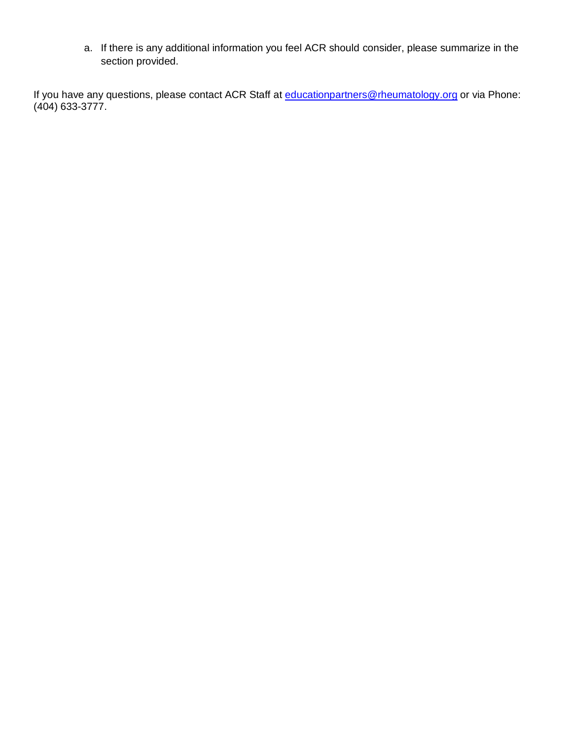a. If there is any additional information you feel ACR should consider, please summarize in the section provided.

If you have any questions, please contact ACR Staff at [educationpartners@rheumatology.org](mailto:educationpartners@rheumatology.org) or via Phone: (404) 633-3777.